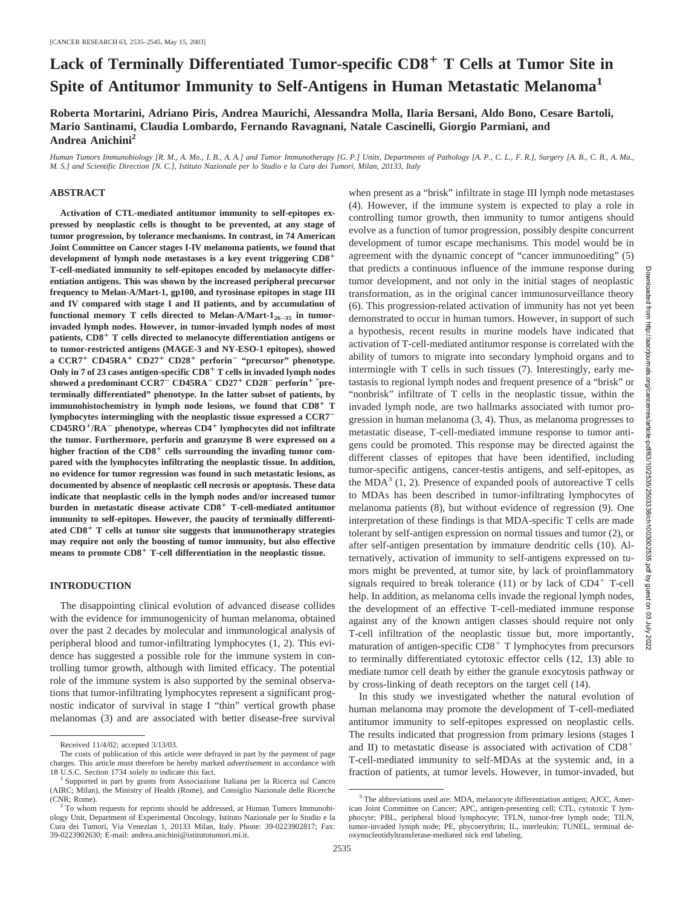# Lack of Terminally Differentiated Tumor-specific $CD8^+$ T Cells at Tumor Site in Spite of Antitumor Immunity to Self-Antigens in Human Metastatic Melanoma[1]

**Roberta Mortarini, Adriano Piris, Andrea Maurichi, Alessandra Molla, Ilaria Bersani, Aldo Bono, Cesare Bartoli, Mario Santinami, Claudia Lombardo, Fernando Ravagnani, Natale Cascinelli, Giorgio Parmiani, and Andrea Anichini[2]**

*Human Tumors Immunobiology [R. M., A. Mo., I. B., A. A.] and Tumor Immunotherapy [G. P.] Units, Departments of Pathology [A. P., C. L., F. R.], Surgery [A. B., C. B., A. Ma., M. S.] and Scientific Direction [N. C.], Istituto Nazionale per lo Studio e la Cura dei Tumori, Milan, 20133, Italy*

## ABSTRACT

**Activation of CTL-mediated antitumor immunity to self-epitopes expressed by neoplastic cells is thought to be prevented, at any stage of tumor progression, by tolerance mechanisms. In contrast, in 74 American Joint Committee on Cancer stages I-IV melanoma patients, we found that development of lymph node metastases is a key event triggering $CD8^+$ T-cell-mediated immunity to self-epitopes encoded by melanocyte differentiation antigens. This was shown by the increased peripheral precursor frequency to Melan-A/Mart-1, gp100, and tyrosinase epitopes in stage III and IV compared with stage I and II patients, and by accumulation of functional memory T cells directed to Melan-A/Mart-$1_{26-35}$ in tumor-invaded lymph nodes. However, in tumor-invaded lymph nodes of most patients, $CD8^+$ T cells directed to melanocyte differentiation antigens or to tumor-restricted antigens (MAGE-3 and NY-ESO-1 epitopes), showed a $CCR7^+$ $CD45RA^+$ $CD27^+$ $CD28^+$ perforin$^-$ "precursor" phenotype. Only in 7 of 23 cases antigen-specific $CD8^+$ T cells in invaded lymph nodes showed a predominant $CCR7^-$ $CD45RA^-$ $CD27^+$ $CD28^-$ perforin$^+$ "pre-terminally differentiated" phenotype. In the latter subset of patients, by immunohistochemistry in lymph node lesions, we found that $CD8^+$ T lymphocytes intermingling with the neoplastic tissue expressed a $CCR7^-$ $CD45RO^+$/$RA^-$ phenotype, whereas $CD4^+$ lymphocytes did not infiltrate the tumor. Furthermore, perforin and granzyme B were expressed on a higher fraction of the $CD8^+$ cells surrounding the invading tumor compared with the lymphocytes infiltrating the neoplastic tissue. In addition, no evidence for tumor regression was found in such metastatic lesions, as documented by absence of neoplastic cell necrosis or apoptosis. These data indicate that neoplastic cells in the lymph nodes and/or increased tumor burden in metastatic disease activate $CD8^+$ T-cell-mediated antitumor immunity to self-epitopes. However, the paucity of terminally differentiated $CD8^+$ T cells at tumor site suggests that immunotherapy strategies may require not only the boosting of tumor immunity, but also effective means to promote $CD8^+$ T-cell differentiation in the neoplastic tissue.**

## INTRODUCTION

The disappointing clinical evolution of advanced disease collides with the evidence for immunogenicity of human melanoma, obtained over the past 2 decades by molecular and immunological analysis of peripheral blood and tumor-infiltrating lymphocytes (1, 2). This evidence has suggested a possible role for the immune system in controlling tumor growth, although with limited efficacy. The potential role of the immune system is also supported by the seminal observations that tumor-infiltrating lymphocytes represent a significant prognostic indicator of survival in stage I "thin" vertical growth phase melanomas (3) and are associated with better disease-free survival when present as a "brisk" infiltrate in stage III lymph node metastases (4). However, if the immune system is expected to play a role in controlling tumor growth, then immunity to tumor antigens should evolve as a function of tumor progression, possibly despite concurrent development of tumor escape mechanisms. This model would be in agreement with the dynamic concept of "cancer immunoediting" (5) that predicts a continuous influence of the immune response during tumor development, and not only in the initial stages of neoplastic transformation, as in the original cancer immunosurveillance theory (6). This progression-related activation of immunity has not yet been demonstrated to occur in human tumors. However, in support of such a hypothesis, recent results in murine models have indicated that activation of T-cell-mediated antitumor response is correlated with the ability of tumors to migrate into secondary lymphoid organs and to intermingle with T cells in such tissues (7). Interestingly, early metastasis to regional lymph nodes and frequent presence of a "brisk" or "nonbrisk" infiltrate of T cells in the neoplastic tissue, within the invaded lymph node, are two hallmarks associated with tumor progression in human melanoma (3, 4). Thus, as melanoma progresses to metastatic disease, T-cell-mediated immune response to tumor antigens could be promoted. This response may be directed against the different classes of epitopes that have been identified, including tumor-specific antigens, cancer-testis antigens, and self-epitopes, as the MDA[3] (1, 2). Presence of expanded pools of autoreactive T cells to MDAs has been described in tumor-infiltrating lymphocytes of melanoma patients (8), but without evidence of regression (9). One interpretation of these findings is that MDA-specific T cells are made tolerant by self-antigen expression on normal tissues and tumor (2), or after self-antigen presentation by immature dendritic cells (10). Alternatively, activation of immunity to self-antigens expressed on tumors might be prevented, at tumor site, by lack of proinflammatory signals required to break tolerance (11) or by lack of $CD4^+$ T-cell help. In addition, as melanoma cells invade the regional lymph nodes, the development of an effective T-cell-mediated immune response against any of the known antigen classes should require not only T-cell infiltration of the neoplastic tissue but, more importantly, maturation of antigen-specific $CD8^+$ T lymphocytes from precursors to terminally differentiated cytotoxic effector cells (12, 13) able to mediate tumor cell death by either the granule exocytosis pathway or by cross-linking of death receptors on the target cell (14).

In this study we investigated whether the natural evolution of human melanoma may promote the development of T-cell-mediated antitumor immunity to self-epitopes expressed on neoplastic cells. The results indicated that progression from primary lesions (stages I and II) to metastatic disease is associated with activation of $CD8^+$ T-cell-mediated immunity to self-MDAs at the systemic and, in a fraction of patients, at tumor levels. However, in tumor-invaded, but

---

Received 11/4/02; accepted 3/13/03.

The costs of publication of this article were defrayed in part by the payment of page charges. This article must therefore be hereby marked *advertisement* in accordance with 18 U.S.C. Section 1734 solely to indicate this fact.

[1] Supported in part by grants from Associazione Italiana per la Ricerca sul Cancro (AIRC; Milan), the Ministry of Health (Rome), and Consiglio Nazionale delle Ricerche (CNR; Rome).

[2] To whom requests for reprints should be addressed, at Human Tumors Immunobiology Unit, Department of Experimental Oncology, Istituto Nazionale per lo Studio e la Cura dei Tumori, Via Venezian 1, 20133 Milan, Italy. Phone: 39-0223902817; Fax: 39-0223902630; E-mail: andrea.anichini@istitutotumori.mi.it.

[3] The abbreviations used are: MDA, melanocyte differentiation antigen; AJCC, American Joint Committee on Cancer; APC, antigen-presenting cell; CTL, cytotoxic T lymphocyte; PBL, peripheral blood lymphocyte; TFLN, tumor-free lymph node; TILN, tumor-invaded lymph node; PE, phycoerythrin; IL, interleukin; TUNEL, terminal deoxynucleotidyltransferase-mediated nick end labeling.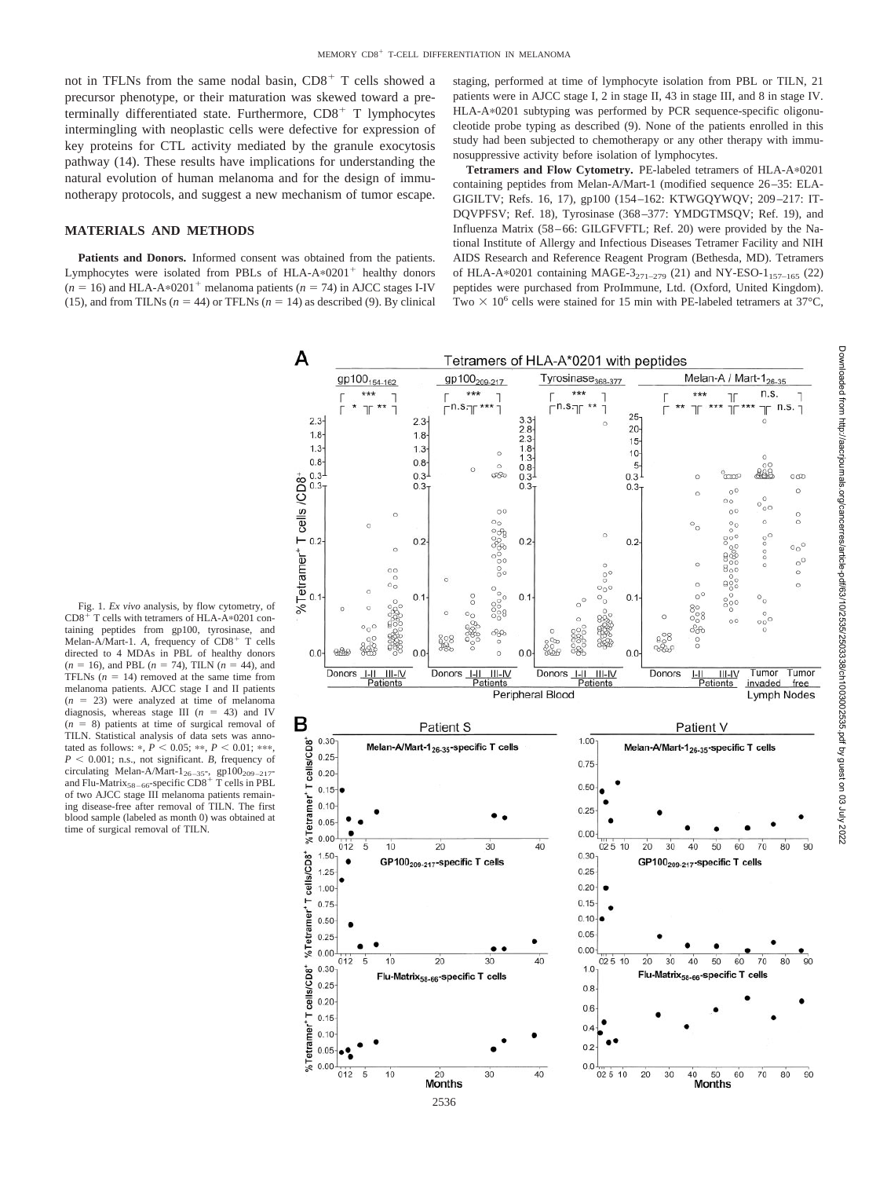not in TFLNs from the same nodal basin, CD8$^+$ T cells showed a precursor phenotype, or their maturation was skewed toward a preterminally differentiated state. Furthermore, CD8$^+$ T lymphocytes intermingling with neoplastic cells were defective for expression of key proteins for CTL activity mediated by the granule exocytosis pathway (14). These results have implications for understanding the natural evolution of human melanoma and for the design of immunotherapy protocols, and suggest a new mechanism of tumor escape.

## MATERIALS AND METHODS

**Patients and Donors.** Informed consent was obtained from the patients. Lymphocytes were isolated from PBLs of HLA-A*0201$^+$ healthy donors ($n = 16$) and HLA-A*0201$^+$ melanoma patients ($n = 74$) in AJCC stages I-IV (15), and from TILNs ($n = 44$) or TFLNs ($n = 14$) as described (9). By clinical staging, performed at time of lymphocyte isolation from PBL or TILN, 21 patients were in AJCC stage I, 2 in stage II, 43 in stage III, and 8 in stage IV. HLA-A*0201 subtyping was performed by PCR sequence-specific oligonucleotide probe typing as described (9). None of the patients enrolled in this study had been subjected to chemotherapy or any other therapy with immunosuppressive activity before isolation of lymphocytes.

**Tetramers and Flow Cytometry.** PE-labeled tetramers of HLA-A*0201 containing peptides from Melan-A/Mart-1 (modified sequence 26–35: ELAGIGILTV; Refs. 16, 17), gp100 (154–162: KTWGQYWQV; 209–217: ITDQVPFSV; Ref. 18), Tyrosinase (368–377: YMDGTMSQV; Ref. 19), and Influenza Matrix (58–66: GILGFVFTL; Ref. 20) were provided by the National Institute of Allergy and Infectious Diseases Tetramer Facility and NIH AIDS Research and Reference Reagent Program (Bethesda, MD). Tetramers of HLA-A*0201 containing MAGE-3$_{271–279}$ (21) and NY-ESO-1$_{157–165}$ (22) peptides were purchased from ProImmune, Ltd. (Oxford, United Kingdom). Two × 10$^6$ cells were stained for 15 min with PE-labeled tetramers at 37°C,

Fig. 1. *Ex vivo* analysis, by flow cytometry, of CD8$^+$ T cells with tetramers of HLA-A*0201 containing peptides from gp100, tyrosinase, and Melan-A/Mart-1. *A*, frequency of CD8$^+$ T cells directed to 4 MDAs in PBL of healthy donors ($n = 16$), and PBL ($n = 74$), TILN ($n = 44$), and TFLNs ($n = 14$) removed at the same time from melanoma patients. AJCC stage I and II patients ($n = 23$) were analyzed at time of melanoma diagnosis, whereas stage III ($n = 43$) and IV ($n = 8$) patients at time of surgical removal of TILN. Statistical analysis of data sets was annotated as follows: *, $P < 0.05$; **, $P < 0.01$; ***, $P < 0.001$; n.s., not significant. *B*, frequency of circulating Melan-A/Mart-1$_{26–35}$-, gp100$_{209–217}$- and Flu-Matrix$_{58–66}$-specific CD8$^+$ T cells in PBL of two AJCC stage III melanoma patients remaining disease-free after removal of TILN. The first blood sample (labeled as month 0) was obtained at time of surgical removal of TILN.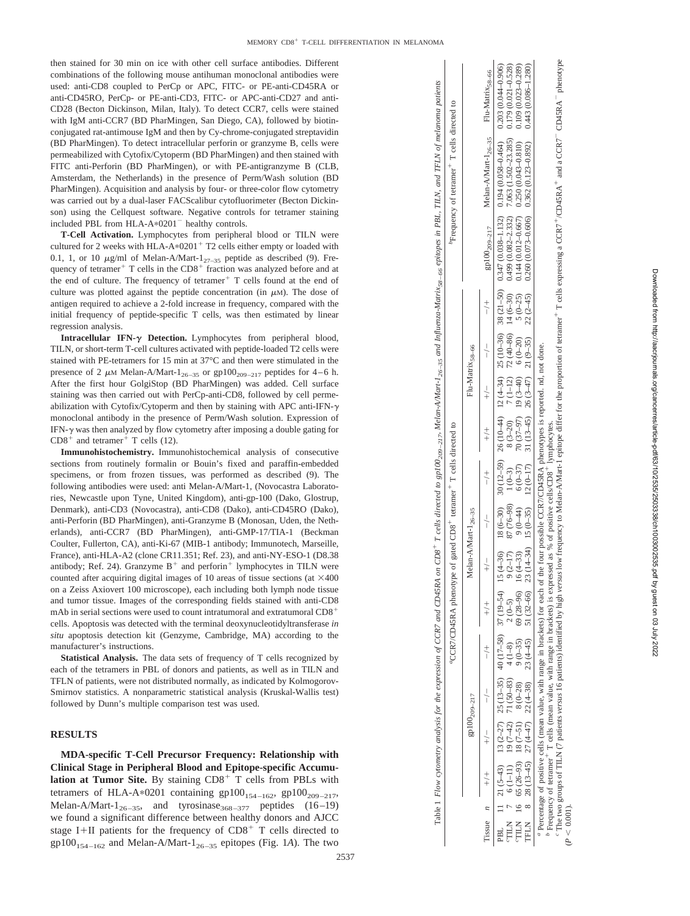then stained for 30 min on ice with other cell surface antibodies. Different combinations of the following mouse antihuman monoclonal antibodies were used: anti-CD8 coupled to PerCp or APC, FITC- or PE-anti-CD45RA or anti-CD45RO, PerCp- or PE-anti-CD3, FITC- or APC-anti-CD27 and anti-CD28 (Becton Dickinson, Milan, Italy). To detect CCR7, cells were stained with IgM anti-CCR7 (BD PharMingen, San Diego, CA), followed by biotin-conjugated rat-antimouse IgM and then by Cy-chrome-conjugated streptavidin (BD PharMingen). To detect intracellular perforin or granzyme B, cells were permeabilized with Cytofix/Cytoperm (BD PharMingen) and then stained with FITC anti-Perforin (BD PharMingen), or with PE-antigranzyme B (CLB, Amsterdam, the Netherlands) in the presence of Perm/Wash solution (BD PharMingen). Acquisition and analysis by four- or three-color flow cytometry was carried out by a dual-laser FACScalibur cytofluorimeter (Becton Dickinson) using the Cellquest software. Negative controls for tetramer staining included PBL from HLA-A*0201$^-$ healthy controls.

**T-Cell Activation.** Lymphocytes from peripheral blood or TILN were cultured for 2 weeks with HLA-A*0201$^+$ T2 cells either empty or loaded with 0.1, 1, or 10 $\mu$g/ml of Melan-A/Mart-1$_{27-35}$ peptide as described (9). Frequency of tetramer$^+$ T cells in the CD8$^+$ fraction was analyzed before and at the end of culture. The frequency of tetramer$^+$ T cells found at the end of culture was plotted against the peptide concentration (in $\mu$M). The dose of antigen required to achieve a 2-fold increase in frequency, compared with the initial frequency of peptide-specific T cells, was then estimated by linear regression analysis.

**Intracellular IFN-$\gamma$ Detection.** Lymphocytes from peripheral blood, TILN, or short-term T-cell cultures activated with peptide-loaded T2 cells were stained with PE-tetramers for 15 min at 37°C and then were stimulated in the presence of 2 $\mu$M Melan-A/Mart-1$_{26-35}$ or gp100$_{209-217}$ peptides for 4–6 h. After the first hour GolgiStop (BD PharMingen) was added. Cell surface staining was then carried out with PerCp-anti-CD8, followed by cell permeabilization with Cytofix/Cytoperm and then by staining with APC anti-IFN-$\gamma$ monoclonal antibody in the presence of Perm/Wash solution. Expression of IFN-$\gamma$ was then analyzed by flow cytometry after imposing a double gating for CD8$^+$ and tetramer$^+$ T cells (12).

**Immunohistochemistry.** Immunohistochemical analysis of consecutive sections from routinely formalin or Bouin's fixed and paraffin-embedded specimens, or from frozen tissues, was performed as described (9). The following antibodies were used: anti Melan-A/Mart-1, (Novocastra Laboratories, Newcastle upon Tyne, United Kingdom), anti-gp-100 (Dako, Glostrup, Denmark), anti-CD3 (Novocastra), anti-CD8 (Dako), anti-CD45RO (Dako), anti-Perforin (BD PharMingen), anti-Granzyme B (Monosan, Uden, the Netherlands), anti-CCR7 (BD PharMingen), anti-GMP-17/TIA-1 (Beckman Coulter, Fullerton, CA), anti-Ki-67 (MIB-1 antibody; Immunotech, Marseille, France), anti-HLA-A2 (clone CR11.351; Ref. 23), and anti-NY-ESO-1 (D8.38 antibody; Ref. 24). Granzyme B$^+$ and perforin$^+$ lymphocytes in TILN were counted after acquiring digital images of 10 areas of tissue sections (at ×400 on a Zeiss Axiovert 100 microscope), each including both lymph node tissue and tumor tissue. Images of the corresponding fields stained with anti-CD8 mAb in serial sections were used to count intratumoral and extratumoral CD8$^+$ cells. Apoptosis was detected with the terminal deoxynucleotidyltransferase *in situ* apoptosis detection kit (Genzyme, Cambridge, MA) according to the manufacturer's instructions.

**Statistical Analysis.** The data sets of frequency of T cells recognized by each of the tetramers in PBL of donors and patients, as well as in TILN and TFLN of patients, were not distributed normally, as indicated by Kolmogorov-Smirnov statistics. A nonparametric statistical analysis (Kruskal-Wallis test) followed by Dunn's multiple comparison test was used.

## RESULTS

**MDA-specific T-Cell Precursor Frequency: Relationship with Clinical Stage in Peripheral Blood and Epitope-specific Accumulation at Tumor Site.** By staining CD8$^+$ T cells from PBLs with tetramers of HLA-A*0201 containing gp100$_{154-162}$, gp100$_{209-217}$, Melan-A/Mart-1$_{26-35}$, and tyrosinase$_{368-377}$ peptides (16–19) we found a significant difference between healthy donors and AJCC stage I+II patients for the frequency of CD8$^+$ T cells directed to gp100$_{154-162}$ and Melan-A/Mart-1$_{26-35}$ epitopes (Fig. 1*A*). The two

Table 1 *Flow cytometry analysis for the expression of CCR7 and CD45RA on CD8$^+$ T cells directed to gp100$_{209-217}$, Melan-A/Mart-1$_{26-35}$ and Influenza-Matrix$_{58-66}$ epitopes in PBL, TILN, and TFLN of melanoma patients*

| | | $^a$CCR7/CD45RA phenotype of gated CD8$^+$ tetramer$^+$ T cells directed to | | | | | | | | | | | | $^b$Frequency of tetramer$^+$ T cells directed to | | |
|---|---|---|---|---|---|---|---|---|---|---|---|---|---|---|---|---|
| | | gp100$_{209-217}$ | | | | Melan-A/Mart-1$_{26-35}$ | | | | Flu-Matrix$_{58-66}$ | | | | | | |
| Tissue | *n* | +/+ | +/− | −/− | −/+ | +/+ | +/− | −/− | −/+ | +/+ | +/− | −/− | −/+ | gp100$_{209-217}$ | Melan-A/Mart-1$_{26-35}$ | Flu-Matrix$_{58-66}$ |
| PBL | 11 | 21 (5–43) | 13 (2–27) | 25 (13–35) | 40 (17–58) | 37 (19–54) | 15 (4–36) | 18 (6–30) | 30 (12–59) | 26 (10–44) | 12 (4–34) | 25 (10–36) | 38 (21–50) | 0.347 (0.038–1.132) | 0.194 (0.058–0.464) | 0.203 (0.044–0.906) |
| $^c$TILN | 7 | 6 (1–11) | 19 (7–42) | 71 (50–83) | 4 (1–8) | 2 (0–5) | 9 (2–17) | 87 (76–98) | 1 (0–3) | 8 (3–20) | 7 (1–12) | 72 (40–86) | 14 (6–30) | 0.499 (0.082–2.332) | 7.063 (1.502–23.285) | 0.179 (0.021–0.528) |
| $^c$TILN | 16 | 65 (26–93) | 18 (7–51) | 8 (0–28) | 9 (0–35) | 69 (28–96) | 16 (4–33) | 9 (0–44) | 6 (0–37) | 70 (37–97) | 19 (3–40) | 6 (0–20) | 5 (0–25) | 0.144 (0.012–0.667) | 0.250 (0.043–0.810) | 0.109 (0.023–0.289) |
| TFLN | 8 | 28 (13–45) | 27 (4–47) | 22 (4–38) | 23 (4–45) | 51 (32–66) | 23 (14–34) | 15 (0–35) | 12 (0–17) | 31 (13–45) | 26 (3–47) | 21 (9–35) | 22 (2–45) | 0.260 (0.073–0.606) | 0.362 (0.123–0.892) | 0.443 (0.086–1.280) |

$^a$ Percentage of positive cells (mean value, with range in brackets) for each of the four possible CCR7/CD45RA phenotypes is reported. nd, not done.
$^b$ Frequency of tetramer$^+$ T cells (mean value, with range in brackets) is expressed as % of positive cells/CD8$^+$ lymphocytes.
$^c$ The two groups of TILN (7 patients *versus* 16 patients) identified by high *versus* low frequency to Melan-A/Mart-1 epitope differ for the proportion of tetramer$^+$ T cells expressing a CCR7$^+$/CD45RA$^+$ and a CCR7$^-$ CD45RA$^-$ phenotype ($P < 0.001$).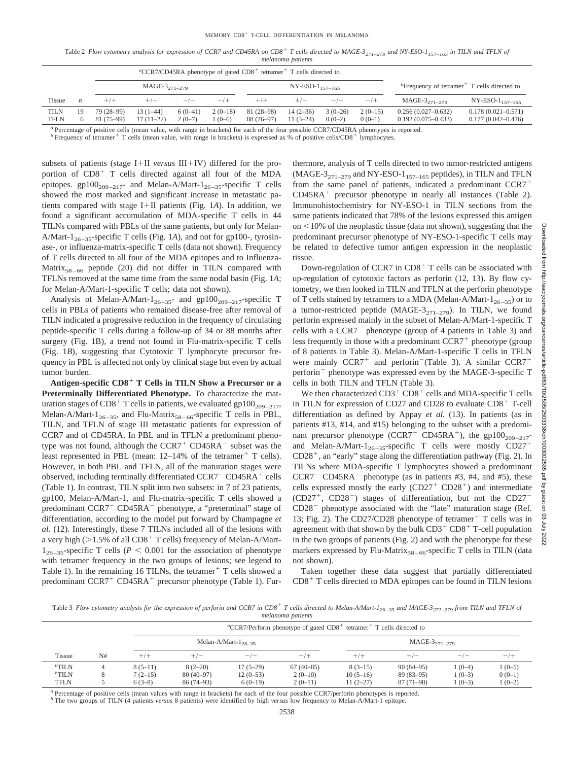Table 2 *Flow cytometry analysis for expression of CCR7 and CD45RA on $CD8^+$ T cells directed to MAGE-$3_{271–279}$ and NY-ESO-$1_{157–165}$ in TILN and TFLN of melanoma patients*

| | | [a]CCR7/CD45RA phenotype of gated $CD8^+$ tetramer$^+$ T cells directed to | | | | | | | | [b]Frequency of tetramer$^+$ T cells directed to | |
|---|---|---|---|---|---|---|---|---|---|---|---|
| | | MAGE-$3_{271–279}$ | | | | NY-ESO-$1_{157–165}$ | | | | | |
| Tissue | *n* | +/+ | +/− | −/− | −/+ | +/+ | +/− | −/− | −/+ | MAGE-$3_{271–279}$ | NY-ESO-$1_{157–165}$ |
| TILN | 19 | 79 (28–99) | 13 (1–44) | 6 (0–41) | 2 (0–18) | 81 (28–98) | 14 (2–36) | 3 (0–26) | 2 (0–15) | 0.256 (0.027–0.632) | 0.178 (0.021–0.571) |
| TFLN | 6 | 81 (75–99) | 17 (11–22) | 2 (0–7) | 1 (0–6) | 88 (76–97) | 11 (3–24) | 0 (0–2) | 0 (0–1) | 0.192 (0.075–0.433) | 0.177 (0.042–0.476) |

[a] Percentage of positive cells (mean value, with range in brackets) for each of the four possible CCR7/CD45RA phenotypes is reported.
[b] Frequency of tetramer$^+$ T cells (mean value, with range in brackets) is expressed as % of positive cells/$CD8^+$ lymphocytes.

subsets of patients (stage I+II *versus* III+IV) differed for the proportion of $CD8^+$ T cells directed against all four of the MDA epitopes. $gp100_{209–217}$- and Melan-A/Mart-$1_{26–35}$-specific T cells showed the most marked and significant increase in metastatic patients compared with stage I+II patients (Fig. 1*A*). In addition, we found a significant accumulation of MDA-specific T cells in 44 TILNs compared with PBLs of the same patients, but only for Melan-A/Mart-$1_{26–35}$-specific T cells (Fig. 1*A*), and not for gp100-, tyrosinase-, or influenza-matrix-specific T cells (data not shown). Frequency of T cells directed to all four of the MDA epitopes and to Influenza-Matrix$_{58–66}$ peptide (20) did not differ in TILN compared with TFLNs removed at the same time from the same nodal basin (Fig. 1*A*; for Melan-A/Mart-1-specific T cells; data not shown).

Analysis of Melan-A/Mart-$1_{26–35}$- and $gp100_{209–217}$-specific T cells in PBLs of patients who remained disease-free after removal of TILN indicated a progressive reduction in the frequency of circulating peptide-specific T cells during a follow-up of 34 or 88 months after surgery (Fig. 1B), a trend not found in Flu-matrix-specific T cells (Fig. 1*B*), suggesting that Cytotoxic T lymphocyte precursor frequency in PBL is affected not only by clinical stage but even by actual tumor burden.

**Antigen-specific $CD8^+$ T Cells in TILN Show a Precursor or a Preterminally Differentiated Phenotype.** To characterize the maturation stages of $CD8^+$ T cells in patients, we evaluated $gp100_{209–217}$, Melan-A/Mart-$1_{26–35}$, and Flu-Matrix$_{58–66}$-specific T cells in PBL, TILN, and TFLN of stage III metastatic patients for expression of CCR7 and of CD45RA. In PBL and in TFLN a predominant phenotype was not found, although the $CCR7^+$ $CD45RA^-$ subset was the least represented in PBL (mean: 12–14% of the tetramer$^+$ T cells). However, in both PBL and TFLN, all of the maturation stages were observed, including terminally differentiated $CCR7^-$ $CD45RA^+$ cells (Table 1). In contrast, TILN split into two subsets: in 7 of 23 patients, gp100, Melan-A/Mart-1, and Flu-matrix-specific T cells showed a predominant $CCR7^-$ $CD45RA^-$ phenotype, a "preterminal" stage of differentiation, according to the model put forward by Champagne *et al.* (12). Interestingly, these 7 TILNs included all of the lesions with a very high (>1.5% of all $CD8^+$ T cells) frequency of Melan-A/Mart-$1_{26–35}$-specific T cells ($P < 0.001$ for the association of phenotype with tetramer frequency in the two groups of lesions; see legend to Table 1). In the remaining 16 TILNs, the tetramer$^+$ T cells showed a predominant $CCR7^+$ $CD45RA^+$ precursor phenotype (Table 1). Furthermore, analysis of T cells directed to two tumor-restricted antigens (MAGE-$3_{271–279}$ and NY-ESO-$1_{157–165}$ peptides), in TILN and TFLN from the same panel of patients, indicated a predominant $CCR7^+$ $CD45RA^+$ precursor phenotype in nearly all instances (Table 2). Immunohistochemistry for NY-ESO-1 in TILN sections from the same patients indicated that 78% of the lesions expressed this antigen on <10% of the neoplastic tissue (data not shown), suggesting that the predominant precursor phenotype of NY-ESO-1-specific T cells may be related to defective tumor antigen expression in the neoplastic tissue.

Down-regulation of CCR7 in $CD8^+$ T cells can be associated with up-regulation of cytotoxic factors as perforin (12, 13). By flow cytometry, we then looked in TILN and TFLN at the perforin phenotype of T cells stained by tetramers to a MDA (Melan-A/Mart-$1_{26–35}$) or to a tumor-restricted peptide (MAGE-$3_{271–279}$). In TILN, we found perforin expressed mainly in the subset of Melan-A/Mart-1-specific T cells with a $CCR7^-$ phenotype (group of 4 patients in Table 3) and less frequently in those with a predominant $CCR7^+$ phenotype (group of 8 patients in Table 3). Melan-A/Mart-1-specific T cells in TFLN were mainly $CCR7^+$ and perforin$^-$ (Table 3). A similar $CCR7^+$ perforin$^-$ phenotype was expressed even by the MAGE-3-specific T cells in both TILN and TFLN (Table 3).

We then characterized $CD3^+$ $CD8^+$ cells and MDA-specific T cells in TILN for expression of CD27 and CD28 to evaluate $CD8^+$ T-cell differentiation as defined by Appay *et al.* (13). In patients (as in patients #13, #14, and #15) belonging to the subset with a predominant precursor phenotype ($CCR7^+$ $CD45RA^+$), the $gp100_{209–217}$- and Melan-A/Mart-$1_{26–35}$-specific T cells were mostly $CD27^+$ $CD28^+$, an "early" stage along the differentiation pathway (Fig. 2). In TILNs where MDA-specific T lymphocytes showed a predominant $CCR7^-$ $CD45RA^-$ phenotype (as in patients #3, #4, and #5), these cells expressed mostly the early ($CD27^+$ $CD28^+$) and intermediate ($CD27^+$, $CD28^-$) stages of differentiation, but not the $CD27^-$ $CD28^-$ phenotype associated with the "late" maturation stage (Ref. 13; Fig. 2). The CD27/CD28 phenotype of tetramer$^+$ T cells was in agreement with that shown by the bulk $CD3^+$ $CD8^+$ T-cell population in the two groups of patients (Fig. 2) and with the phenotype for these markers expressed by Flu-Matrix$_{58–66}$-specific T cells in TILN (data not shown).

Taken together these data suggest that partially differentiated $CD8^+$ T cells directed to MDA epitopes can be found in TILN lesions

Table 3 *Flow cytometry analysis for the expression of perforin and CCR7 in $CD8^+$ T cells directed to Melan-A/Mart-$1_{26–35}$ and MAGE-$3_{271–279}$ from TILN and TFLN of melanoma patients*

| | | [a]CCR7/Perforin phenotype of gated $CD8^+$ tetramer$^+$ T cells directed to | | | | | | | |
|---|---|---|---|---|---|---|---|---|---|
| | | Melan-A/Mart-$1_{26–35}$ | | | | MAGE-$3_{271–279}$ | | | |
| Tissue | N# | +/+ | +/− | −/− | −/+ | +/+ | +/− | −/− | −/+ |
| [b]TILN | 4 | 8 (5–11) | 8 (2–20) | 17 (5–29) | 67 (40–85) | 8 (3–15) | 90 (84–95) | 1 (0–4) | 1 (0–5) |
| [b]TILN | 8 | 7 (2–15) | 80 (40–97) | 12 (0–53) | 2 (0–10) | 10 (5–16) | 89 (83–95) | 1 (0–3) | 0 (0–1) |
| TFLN | 5 | 6 (3–8) | 86 (74–93) | 6 (0–19) | 2 (0–11) | 11 (2–27) | 87 (71–98) | 1 (0–3) | 1 (0–2) |

[a] Percentage of positive cells (mean values with range in brackets) for each of the four possible CCR7/perforin phenotypes is reported.
[b] The two groups of TILN (4 patients *versus* 8 patients) were identified by high *versus* low frequency to Melan-A/Mart-1 epitope.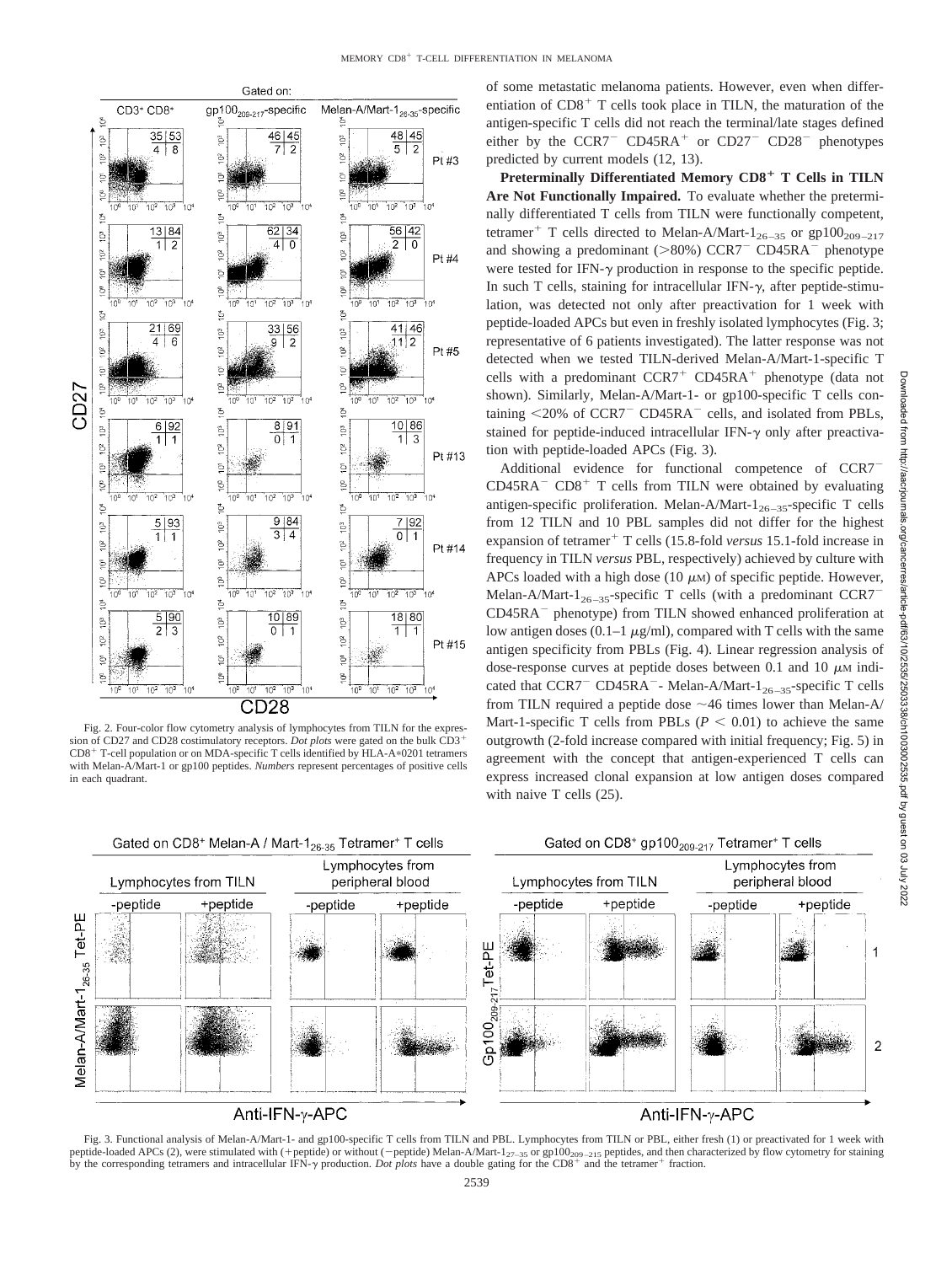Fig. 2. Four-color flow cytometry analysis of lymphocytes from TILN for the expression of CD27 and CD28 costimulatory receptors. *Dot plots* were gated on the bulk $CD3^+$ $CD8^+$ T-cell population or on MDA-specific T cells identified by HLA-A*0201 tetramers with Melan-A/Mart-1 or gp100 peptides. *Numbers* represent percentages of positive cells in each quadrant.

of some metastatic melanoma patients. However, even when differentiation of $CD8^+$ T cells took place in TILN, the maturation of the antigen-specific T cells did not reach the terminal/late stages defined either by the $CCR7^-$ $CD45RA^+$ or $CD27^-$ $CD28^-$ phenotypes predicted by current models (12, 13).

**Preterminally Differentiated Memory $CD8^+$ T Cells in TILN Are Not Functionally Impaired.** To evaluate whether the preterminally differentiated T cells from TILN were functionally competent, $tetramer^+$ T cells directed to Melan-A/Mart-$1_{26-35}$ or $gp100_{209-217}$ and showing a predominant (>80%) $CCR7^-$ $CD45RA^-$ phenotype were tested for IFN-γ production in response to the specific peptide. In such T cells, staining for intracellular IFN-γ, after peptide-stimulation, was detected not only after preactivation for 1 week with peptide-loaded APCs but even in freshly isolated lymphocytes (Fig. 3; representative of 6 patients investigated). The latter response was not detected when we tested TILN-derived Melan-A/Mart-1-specific T cells with a predominant $CCR7^+$ $CD45RA^+$ phenotype (data not shown). Similarly, Melan-A/Mart-1- or gp100-specific T cells containing <20% of $CCR7^-$ $CD45RA^-$ cells, and isolated from PBLs, stained for peptide-induced intracellular IFN-γ only after preactivation with peptide-loaded APCs (Fig. 3).

Additional evidence for functional competence of $CCR7^-$ $CD45RA^-$ $CD8^+$ T cells from TILN were obtained by evaluating antigen-specific proliferation. Melan-A/Mart-$1_{26-35}$-specific T cells from 12 TILN and 10 PBL samples did not differ for the highest expansion of $tetramer^+$ T cells (15.8-fold *versus* 15.1-fold increase in frequency in TILN *versus* PBL, respectively) achieved by culture with APCs loaded with a high dose (10 μM) of specific peptide. However, Melan-A/Mart-$1_{26-35}$-specific T cells (with a predominant $CCR7^-$ $CD45RA^-$ phenotype) from TILN showed enhanced proliferation at low antigen doses (0.1–1 μg/ml), compared with T cells with the same antigen specificity from PBLs (Fig. 4). Linear regression analysis of dose-response curves at peptide doses between 0.1 and 10 μM indicated that $CCR7^-$ $CD45RA^-$- Melan-A/Mart-$1_{26-35}$-specific T cells from TILN required a peptide dose ~46 times lower than Melan-A/Mart-1-specific T cells from PBLs ($P < 0.01$) to achieve the same outgrowth (2-fold increase compared with initial frequency; Fig. 5) in agreement with the concept that antigen-experienced T cells can express increased clonal expansion at low antigen doses compared with naive T cells (25).

Fig. 3. Functional analysis of Melan-A/Mart-1- and gp100-specific T cells from TILN and PBL. Lymphocytes from TILN or PBL, either fresh (1) or preactivated for 1 week with peptide-loaded APCs (2), were stimulated with (+peptide) or without (−peptide) Melan-A/Mart-$1_{27-35}$ or $gp100_{209-215}$ peptides, and then characterized by flow cytometry for staining by the corresponding tetramers and intracellular IFN-γ production. *Dot plots* have a double gating for the $CD8^+$ and the $tetramer^+$ fraction.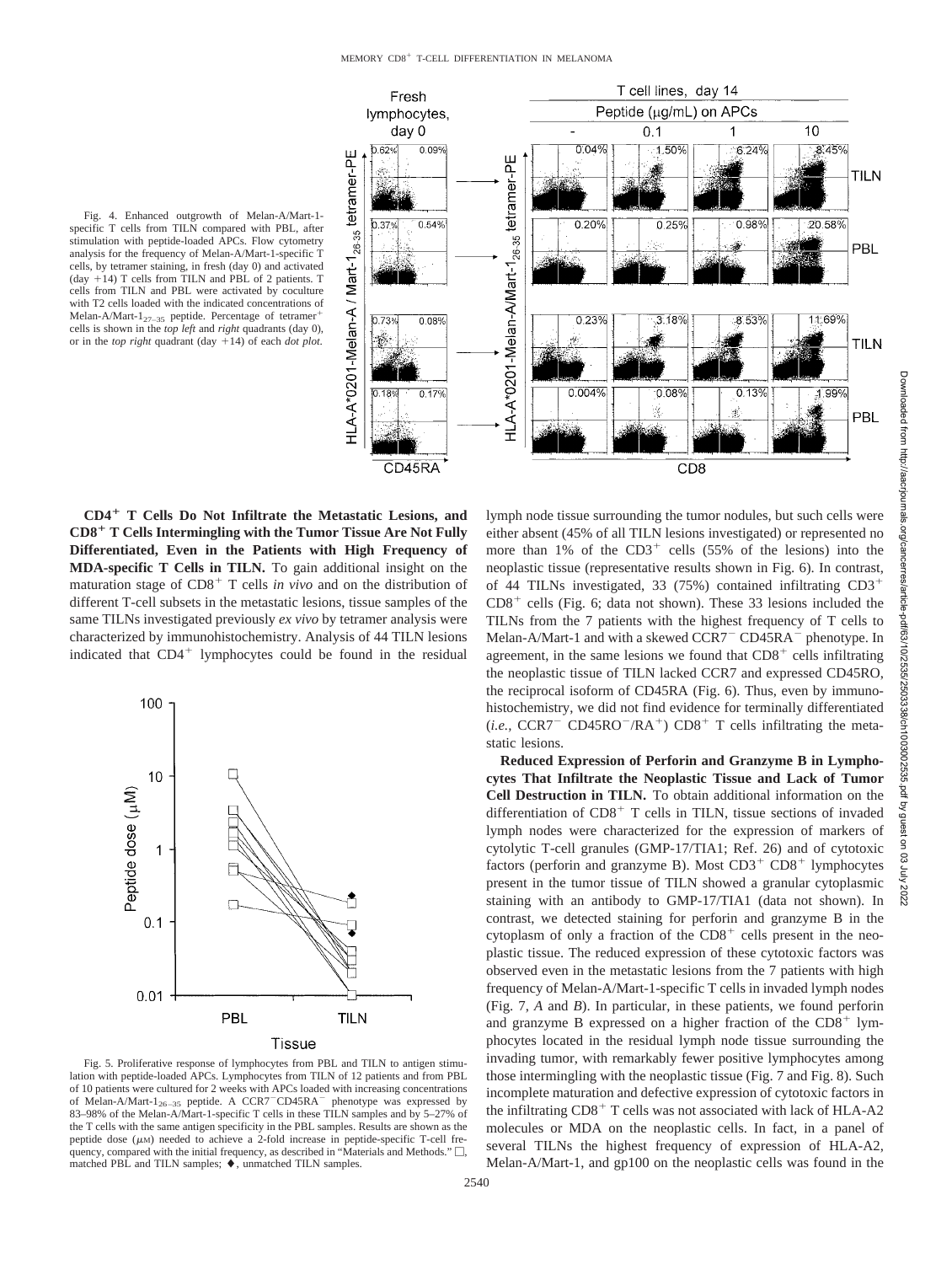Fig. 4. Enhanced outgrowth of Melan-A/Mart-1-specific T cells from TILN compared with PBL, after stimulation with peptide-loaded APCs. Flow cytometry analysis for the frequency of Melan-A/Mart-1-specific T cells, by tetramer staining, in fresh (day 0) and activated (day +14) T cells from TILN and PBL of 2 patients. T cells from TILN and PBL were activated by coculture with T2 cells loaded with the indicated concentrations of Melan-A/Mart-$1_{27-35}$ peptide. Percentage of tetramer$^+$ cells is shown in the *top left* and *right* quadrants (day 0), or in the *top right* quadrant (day +14) of each *dot plot.*

**$CD4^+$ T Cells Do Not Infiltrate the Metastatic Lesions, and $CD8^+$ T Cells Intermingling with the Tumor Tissue Are Not Fully Differentiated, Even in the Patients with High Frequency of MDA-specific T Cells in TILN.** To gain additional insight on the maturation stage of $CD8^+$ T cells *in vivo* and on the distribution of different T-cell subsets in the metastatic lesions, tissue samples of the same TILNs investigated previously *ex vivo* by tetramer analysis were characterized by immunohistochemistry. Analysis of 44 TILN lesions indicated that $CD4^+$ lymphocytes could be found in the residual lymph node tissue surrounding the tumor nodules, but such cells were either absent (45% of all TILN lesions investigated) or represented no more than 1% of the $CD3^+$ cells (55% of the lesions) into the neoplastic tissue (representative results shown in Fig. 6). In contrast, of 44 TILNs investigated, 33 (75%) contained infiltrating $CD3^+$ $CD8^+$ cells (Fig. 6; data not shown). These 33 lesions included the TILNs from the 7 patients with the highest frequency of T cells to Melan-A/Mart-1 and with a skewed $CCR7^-$ $CD45RA^-$ phenotype. In agreement, in the same lesions we found that $CD8^+$ cells infiltrating the neoplastic tissue of TILN lacked CCR7 and expressed CD45RO, the reciprocal isoform of CD45RA (Fig. 6). Thus, even by immunohistochemistry, we did not find evidence for terminally differentiated (*i.e.*, $CCR7^-$ $CD45RO^-/RA^+$) $CD8^+$ T cells infiltrating the metastatic lesions.

Fig. 5. Proliferative response of lymphocytes from PBL and TILN to antigen stimulation with peptide-loaded APCs. Lymphocytes from TILN of 12 patients and from PBL of 10 patients were cultured for 2 weeks with APCs loaded with increasing concentrations of Melan-A/Mart-$1_{26-35}$ peptide. A $CCR7^-CD45RA^-$ phenotype was expressed by 83–98% of the Melan-A/Mart-1-specific T cells in these TILN samples and by 5–27% of the T cells with the same antigen specificity in the PBL samples. Results are shown as the peptide dose (μM) needed to achieve a 2-fold increase in peptide-specific T-cell frequency, compared with the initial frequency, as described in "Materials and Methods." □, matched PBL and TILN samples; ♦, unmatched TILN samples.

**Reduced Expression of Perforin and Granzyme B in Lymphocytes That Infiltrate the Neoplastic Tissue and Lack of Tumor Cell Destruction in TILN.** To obtain additional information on the differentiation of $CD8^+$ T cells in TILN, tissue sections of invaded lymph nodes were characterized for the expression of markers of cytolytic T-cell granules (GMP-17/TIA1; Ref. 26) and of cytotoxic factors (perforin and granzyme B). Most $CD3^+$ $CD8^+$ lymphocytes present in the tumor tissue of TILN showed a granular cytoplasmic staining with an antibody to GMP-17/TIA1 (data not shown). In contrast, we detected staining for perforin and granzyme B in the cytoplasm of only a fraction of the $CD8^+$ cells present in the neoplastic tissue. The reduced expression of these cytotoxic factors was observed even in the metastatic lesions from the 7 patients with high frequency of Melan-A/Mart-1-specific T cells in invaded lymph nodes (Fig. 7, *A* and *B*). In particular, in these patients, we found perforin and granzyme B expressed on a higher fraction of the $CD8^+$ lymphocytes located in the residual lymph node tissue surrounding the invading tumor, with remarkably fewer positive lymphocytes among those intermingling with the neoplastic tissue (Fig. 7 and Fig. 8). Such incomplete maturation and defective expression of cytotoxic factors in the infiltrating $CD8^+$ T cells was not associated with lack of HLA-A2 molecules or MDA on the neoplastic cells. In fact, in a panel of several TILNs the highest frequency of expression of HLA-A2, Melan-A/Mart-1, and gp100 on the neoplastic cells was found in the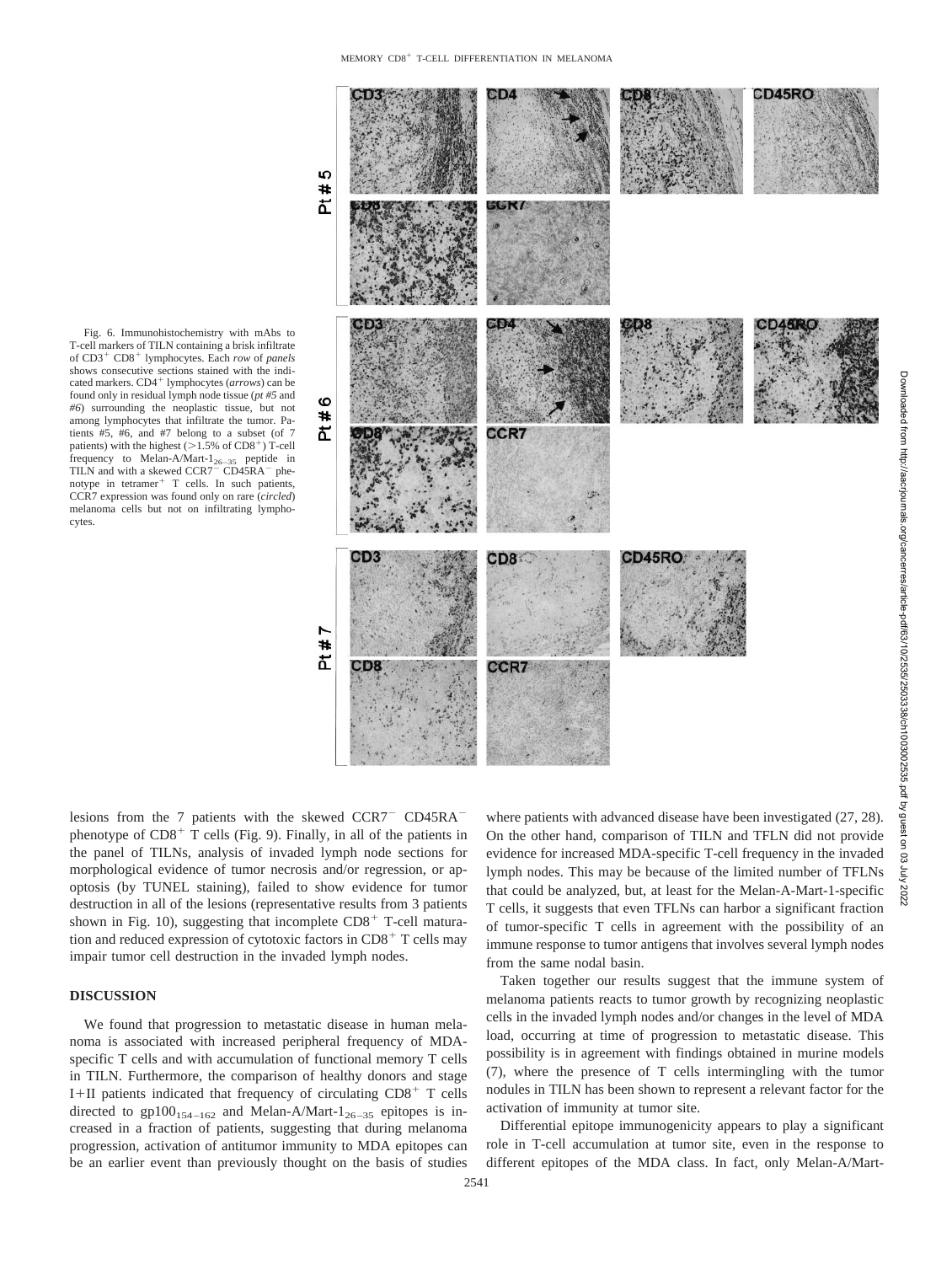Fig. 6. Immunohistochemistry with mAbs to T-cell markers of TILN containing a brisk infiltrate of $CD3^+$ $CD8^+$ lymphocytes. Each *row* of *panels* shows consecutive sections stained with the indicated markers. $CD4^+$ lymphocytes (*arrows*) can be found only in residual lymph node tissue (*pt #5* and *#6*) surrounding the neoplastic tissue, but not among lymphocytes that infiltrate the tumor. Patients #5, #6, and #7 belong to a subset (of 7 patients) with the highest (>1.5% of $CD8^+$) T-cell frequency to Melan-A/Mart-$1_{26-35}$ peptide in TILN and with a skewed $CCR7^-$ $CD45RA^-$ phenotype in $tetramer^+$ T cells. In such patients, CCR7 expression was found only on rare (*circled*) melanoma cells but not on infiltrating lymphocytes.

lesions from the 7 patients with the skewed $CCR7^-$ $CD45RA^-$ phenotype of $CD8^+$ T cells (Fig. 9). Finally, in all of the patients in the panel of TILNs, analysis of invaded lymph node sections for morphological evidence of tumor necrosis and/or regression, or apoptosis (by TUNEL staining), failed to show evidence for tumor destruction in all of the lesions (representative results from 3 patients shown in Fig. 10), suggesting that incomplete $CD8^+$ T-cell maturation and reduced expression of cytotoxic factors in $CD8^+$ T cells may impair tumor cell destruction in the invaded lymph nodes.

## DISCUSSION

We found that progression to metastatic disease in human melanoma is associated with increased peripheral frequency of MDA-specific T cells and with accumulation of functional memory T cells in TILN. Furthermore, the comparison of healthy donors and stage I+II patients indicated that frequency of circulating $CD8^+$ T cells directed to $gp100_{154-162}$ and Melan-A/Mart-$1_{26-35}$ epitopes is increased in a fraction of patients, suggesting that during melanoma progression, activation of antitumor immunity to MDA epitopes can be an earlier event than previously thought on the basis of studies where patients with advanced disease have been investigated (27, 28). On the other hand, comparison of TILN and TFLN did not provide evidence for increased MDA-specific T-cell frequency in the invaded lymph nodes. This may be because of the limited number of TFLNs that could be analyzed, but, at least for the Melan-A-Mart-1-specific T cells, it suggests that even TFLNs can harbor a significant fraction of tumor-specific T cells in agreement with the possibility of an immune response to tumor antigens that involves several lymph nodes from the same nodal basin.

Taken together our results suggest that the immune system of melanoma patients reacts to tumor growth by recognizing neoplastic cells in the invaded lymph nodes and/or changes in the level of MDA load, occurring at time of progression to metastatic disease. This possibility is in agreement with findings obtained in murine models (7), where the presence of T cells intermingling with the tumor nodules in TILN has been shown to represent a relevant factor for the activation of immunity at tumor site.

Differential epitope immunogenicity appears to play a significant role in T-cell accumulation at tumor site, even in the response to different epitopes of the MDA class. In fact, only Melan-A/Mart-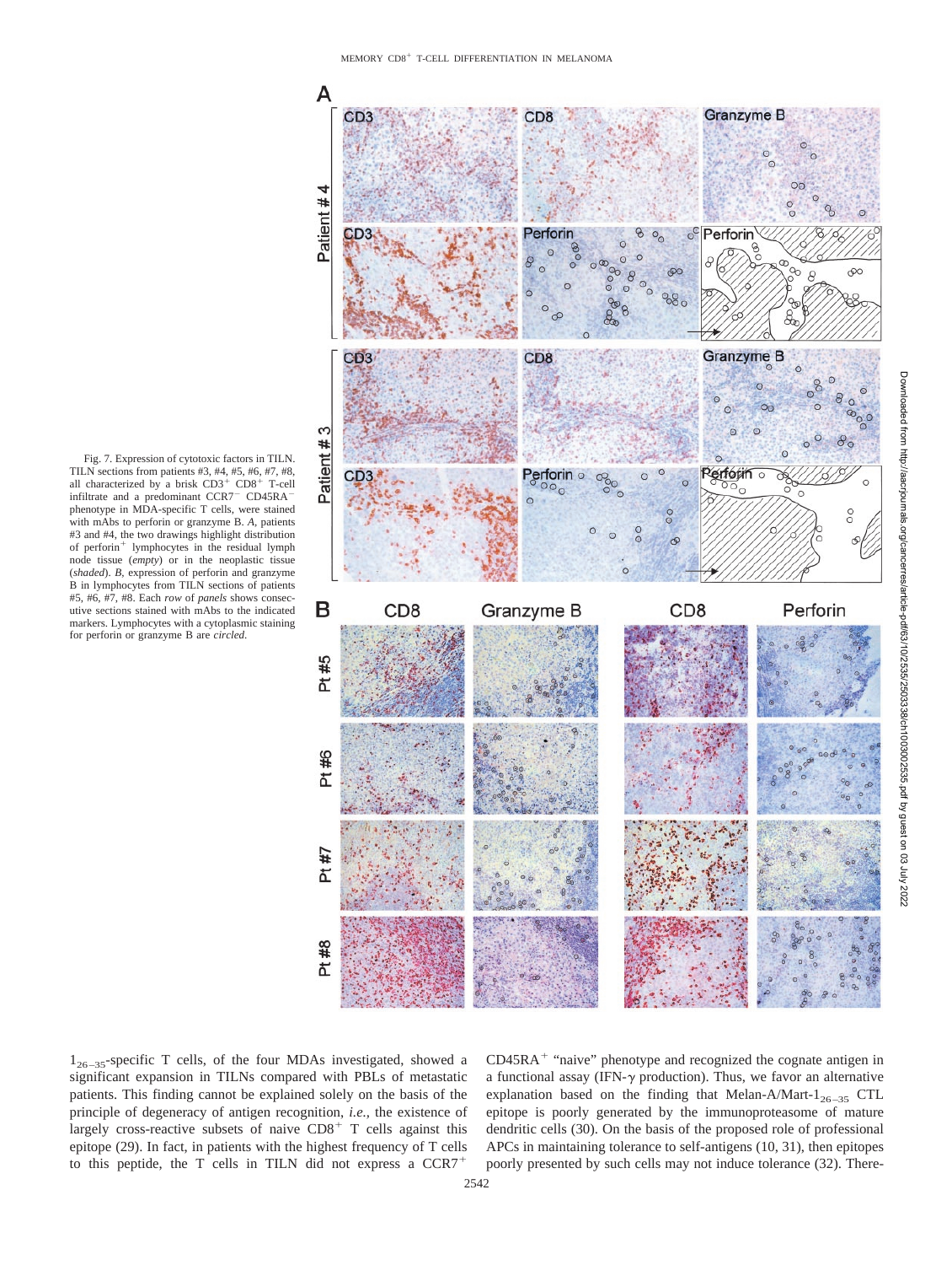Fig. 7. Expression of cytotoxic factors in TILN. TILN sections from patients #3, #4, #5, #6, #7, #8, all characterized by a brisk $CD3^+$ $CD8^+$ T-cell infiltrate and a predominant $CCR7^-$ $CD45RA^-$ phenotype in MDA-specific T cells, were stained with mAbs to perforin or granzyme B. *A*, patients #3 and #4, the two drawings highlight distribution of $perforin^+$ lymphocytes in the residual lymph node tissue (*empty*) or in the neoplastic tissue (*shaded*). *B*, expression of perforin and granzyme B in lymphocytes from TILN sections of patients #5, #6, #7, #8. Each *row* of *panels* shows consecutive sections stained with mAbs to the indicated markers. Lymphocytes with a cytoplasmic staining for perforin or granzyme B are *circled*.

$1_{26-35}$-specific T cells, of the four MDAs investigated, showed a significant expansion in TILNs compared with PBLs of metastatic patients. This finding cannot be explained solely on the basis of the principle of degeneracy of antigen recognition, *i.e.*, the existence of largely cross-reactive subsets of naive $CD8^+$ T cells against this epitope (29). In fact, in patients with the highest frequency of T cells to this peptide, the T cells in TILN did not express a $CCR7^+$ $CD45RA^+$ "naive" phenotype and recognized the cognate antigen in a functional assay (IFN-$\gamma$ production). Thus, we favor an alternative explanation based on the finding that Melan-A/Mart-$1_{26-35}$ CTL epitope is poorly generated by the immunoproteasome of mature dendritic cells (30). On the basis of the proposed role of professional APCs in maintaining tolerance to self-antigens (10, 31), then epitopes poorly presented by such cells may not induce tolerance (32). There-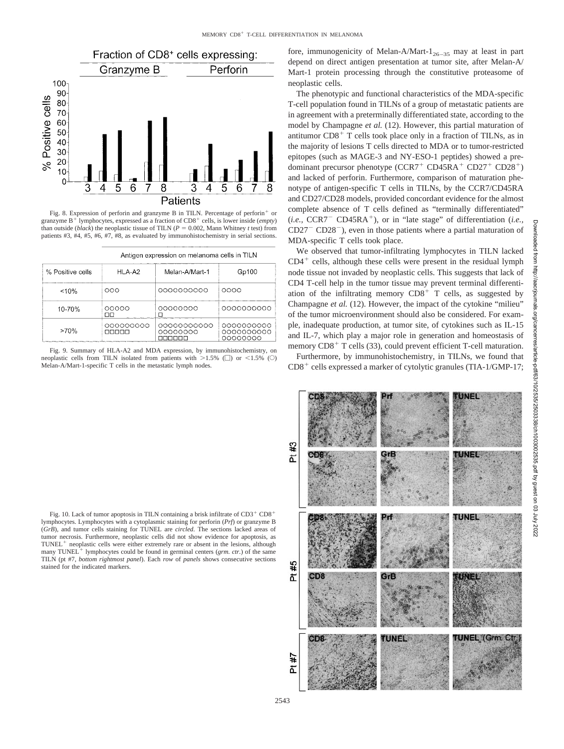Fig. 8. Expression of perforin and granzyme B in TILN. Percentage of perforin$^+$ or granzyme B$^+$ lymphocytes, expressed as a fraction of CD8$^+$ cells, is lower inside (*empty*) than outside (*black*) the neoplastic tissue of TILN ($P = 0.002$, Mann Whitney *t* test) from patients #3, #4, #5, #6, #7, #8, as evaluated by immunohistochemistry in serial sections.

| % Positive cells | HLA-A2 | Melan-A/Mart-1 | Gp100 |
|---|---|---|---|
| <10% | ○○○ | ○○○○○○○○○○ | ○○○○ |
| 10-70% | ○○○○○ □□ | ○○○○○○○○ □ | ○○○○○○○○○○ |
| >70% | ○○○○○○○○○ □□□□□ | ○○○○○○○○○○○ ○○○○○○○○ □□□□□□ | ○○○○○○○○○○ ○○○○○○○○○○ ○○○○○○○○ |

Fig. 9. Summary of HLA-A2 and MDA expression, by immunohistochemistry, on neoplastic cells from TILN isolated from patients with >1.5% (□) or <1.5% (○) Melan-A/Mart-1-specific T cells in the metastatic lymph nodes.

Fig. 10. Lack of tumor apoptosis in TILN containing a brisk infiltrate of CD3$^+$ CD8$^+$ lymphocytes. Lymphocytes with a cytoplasmic staining for perforin (*Prf*) or granzyme B (*GrB*), and tumor cells staining for TUNEL are *circled*. The sections lacked areas of tumor necrosis. Furthermore, neoplastic cells did not show evidence for apoptosis, as TUNEL$^+$ neoplastic cells were either extremely rare or absent in the lesions, although many TUNEL$^+$ lymphocytes could be found in germinal centers (*grm. ctr.*) of the same TILN (pt #7, *bottom rightmost panel*). Each *row* of *panels* shows consecutive sections stained for the indicated markers.

fore, immunogenicity of Melan-A/Mart-$1_{26-35}$ may at least in part depend on direct antigen presentation at tumor site, after Melan-A/Mart-1 protein processing through the constitutive proteasome of neoplastic cells.

The phenotypic and functional characteristics of the MDA-specific T-cell population found in TILNs of a group of metastatic patients are in agreement with a preterminally differentiated state, according to the model by Champagne *et al.* (12). However, this partial maturation of antitumor CD8$^+$ T cells took place only in a fraction of TILNs, as in the majority of lesions T cells directed to MDA or to tumor-restricted epitopes (such as MAGE-3 and NY-ESO-1 peptides) showed a predominant precursor phenotype (CCR7$^+$ CD45RA$^+$ CD27$^+$ CD28$^+$) and lacked of perforin. Furthermore, comparison of maturation phenotype of antigen-specific T cells in TILNs, by the CCR7/CD45RA and CD27/CD28 models, provided concordant evidence for the almost complete absence of T cells defined as "terminally differentiated" (*i.e.,* CCR7$^-$ CD45RA$^+$), or in "late stage" of differentiation (*i.e.,* CD27$^-$ CD28$^-$), even in those patients where a partial maturation of MDA-specific T cells took place.

We observed that tumor-infiltrating lymphocytes in TILN lacked CD4$^+$ cells, although these cells were present in the residual lymph node tissue not invaded by neoplastic cells. This suggests that lack of CD4 T-cell help in the tumor tissue may prevent terminal differentiation of the infiltrating memory CD8$^+$ T cells, as suggested by Champagne *et al.* (12). However, the impact of the cytokine "milieu" of the tumor microenvironment should also be considered. For example, inadequate production, at tumor site, of cytokines such as IL-15 and IL-7, which play a major role in generation and homeostasis of memory CD8$^+$ T cells (33), could prevent efficient T-cell maturation.

Furthermore, by immunohistochemistry, in TILNs, we found that CD8$^+$ cells expressed a marker of cytolytic granules (TIA-1/GMP-17;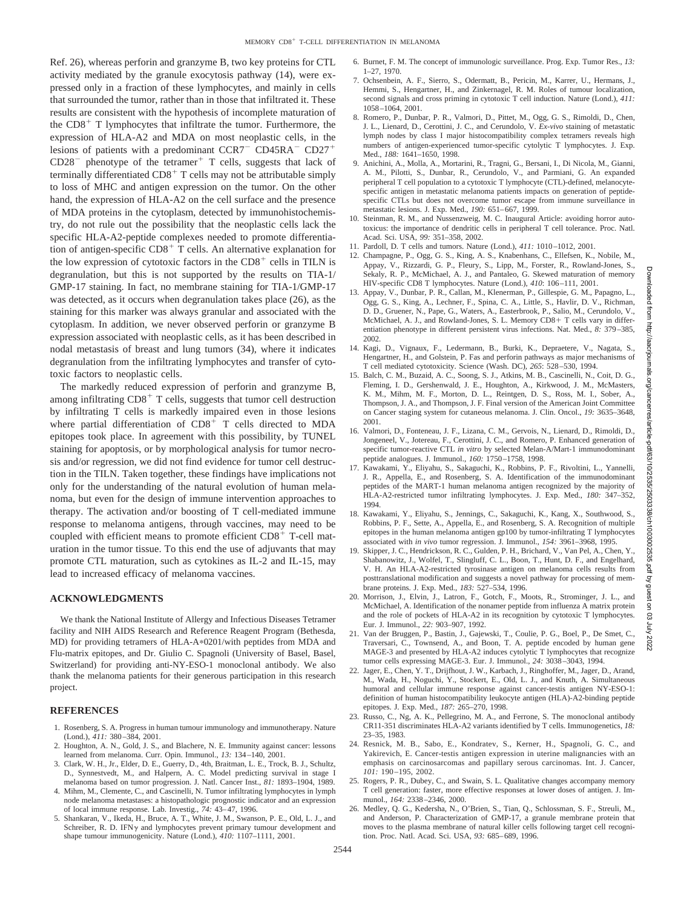Ref. 26), whereas perforin and granzyme B, two key proteins for CTL activity mediated by the granule exocytosis pathway (14), were expressed only in a fraction of these lymphocytes, and mainly in cells that surrounded the tumor, rather than in those that infiltrated it. These results are consistent with the hypothesis of incomplete maturation of the CD8+ T lymphocytes that infiltrate the tumor. Furthermore, the expression of HLA-A2 and MDA on most neoplastic cells, in the lesions of patients with a predominant CCR7− CD45RA− CD27+ CD28− phenotype of the tetramer+ T cells, suggests that lack of terminally differentiated CD8+ T cells may not be attributable simply to loss of MHC and antigen expression on the tumor. On the other hand, the expression of HLA-A2 on the cell surface and the presence of MDA proteins in the cytoplasm, detected by immunohistochemistry, do not rule out the possibility that the neoplastic cells lack the specific HLA-A2-peptide complexes needed to promote differentiation of antigen-specific CD8+ T cells. An alternative explanation for the low expression of cytotoxic factors in the CD8+ cells in TILN is degranulation, but this is not supported by the results on TIA-1/GMP-17 staining. In fact, no membrane staining for TIA-1/GMP-17 was detected, as it occurs when degranulation takes place (26), as the staining for this marker was always granular and associated with the cytoplasm. In addition, we never observed perforin or granzyme B expression associated with neoplastic cells, as it has been described in nodal metastasis of breast and lung tumors (34), where it indicates degranulation from the infiltrating lymphocytes and transfer of cytotoxic factors to neoplastic cells.

The markedly reduced expression of perforin and granzyme B, among infiltrating CD8+ T cells, suggests that tumor cell destruction by infiltrating T cells is markedly impaired even in those lesions where partial differentiation of CD8+ T cells directed to MDA epitopes took place. In agreement with this possibility, by TUNEL staining for apoptosis, or by morphological analysis for tumor necrosis and/or regression, we did not find evidence for tumor cell destruction in the TILN. Taken together, these findings have implications not only for the understanding of the natural evolution of human melanoma, but even for the design of immune intervention approaches to therapy. The activation and/or boosting of T cell-mediated immune response to melanoma antigens, through vaccines, may need to be coupled with efficient means to promote efficient CD8+ T-cell maturation in the tumor tissue. To this end the use of adjuvants that may promote CTL maturation, such as cytokines as IL-2 and IL-15, may lead to increased efficacy of melanoma vaccines.

## ACKNOWLEDGMENTS

We thank the National Institute of Allergy and Infectious Diseases Tetramer facility and NIH AIDS Research and Reference Reagent Program (Bethesda, MD) for providing tetramers of HLA-A*0201/with peptides from MDA and Flu-matrix epitopes, and Dr. Giulio C. Spagnoli (University of Basel, Basel, Switzerland) for providing anti-NY-ESO-1 monoclonal antibody. We also thank the melanoma patients for their generous participation in this research project.

## REFERENCES

1. Rosenberg, S. A. Progress in human tumour immunology and immunotherapy. Nature (Lond.), *411:* 380–384, 2001.
2. Houghton, A. N., Gold, J. S., and Blachere, N. E. Immunity against cancer: lessons learned from melanoma. Curr. Opin. Immunol., *13:* 134–140, 2001.
3. Clark, W. H., Jr., Elder, D. E., Guerry, D., 4th, Braitman, L. E., Trock, B. J., Schultz, D., Synnestvedt, M., and Halpern, A. C. Model predicting survival in stage I melanoma based on tumor progression. J. Natl. Cancer Inst., *81:* 1893–1904, 1989.
4. Mihm, M., Clemente, C., and Cascinelli, N. Tumor infiltrating lymphocytes in lymph node melanoma metastases: a histopathologic prognostic indicator and an expression of local immune response. Lab. Investig., *74:* 43–47, 1996.
5. Shankaran, V., Ikeda, H., Bruce, A. T., White, J. M., Swanson, P. E., Old, L. J., and Schreiber, R. D. IFNγ and lymphocytes prevent primary tumour development and shape tumour immunogenicity. Nature (Lond.), *410:* 1107–1111, 2001.
6. Burnet, F. M. The concept of immunologic surveillance. Prog. Exp. Tumor Res., *13:* 1–27, 1970.
7. Ochsenbein, A. F., Sierro, S., Odermatt, B., Pericin, M., Karrer, U., Hermans, J., Hemmi, S., Hengartner, H., and Zinkernagel, R. M. Roles of tumour localization, second signals and cross priming in cytotoxic T cell induction. Nature (Lond.), *411:* 1058–1064, 2001.
8. Romero, P., Dunbar, P. R., Valmori, D., Pittet, M., Ogg, G. S., Rimoldi, D., Chen, J. L., Lienard, D., Cerottini, J. C., and Cerundolo, V. *Ex-vivo* staining of metastatic lymph nodes by class I major histocompatibility complex tetramers reveals high numbers of antigen-experienced tumor-specific cytolytic T lymphocytes. J. Exp. Med., *188:* 1641–1650, 1998.
9. Anichini, A., Molla, A., Mortarini, R., Tragni, G., Bersani, I., Di Nicola, M., Gianni, A. M., Pilotti, S., Dunbar, R., Cerundolo, V., and Parmiani, G. An expanded peripheral T cell population to a cytotoxic T lymphocyte (CTL)-defined, melanocyte-specific antigen in metastatic melanoma patients impacts on generation of peptide-specific CTLs but does not overcome tumor escape from immune surveillance in metastatic lesions. J. Exp. Med., *190:* 651–667, 1999.
10. Steinman, R. M., and Nussenzweig, M. C. Inaugural Article: avoiding horror autotoxicus: the importance of dendritic cells in peripheral T cell tolerance. Proc. Natl. Acad. Sci. USA, *99:* 351–358, 2002.
11. Pardoll, D. T cells and tumors. Nature (Lond.), *411:* 1010–1012, 2001.
12. Champagne, P., Ogg, G. S., King, A. S., Knabenhans, C., Ellefsen, K., Nobile, M., Appay, V., Rizzardi, G. P., Fleury, S., Lipp, M., Forster, R., Rowland-Jones, S., Sekaly, R. P., McMichael, A. J., and Pantaleo, G. Skewed maturation of memory HIV-specific CD8 T lymphocytes. Nature (Lond.), *410*: 106–111, 2001.
13. Appay, V., Dunbar, P. R., Callan, M., Klenerman, P., Gillespie, G. M., Papagno, L., Ogg, G. S., King, A., Lechner, F., Spina, C. A., Little, S., Havlir, D. V., Richman, D. D., Gruener, N., Pape, G., Waters, A., Easterbrook, P., Salio, M., Cerundolo, V., McMichael, A. J., and Rowland-Jones, S. L. Memory CD8+ T cells vary in differentiation phenotype in different persistent virus infections. Nat. Med., *8:* 379–385, 2002.
14. Kagi, D., Vignaux, F., Ledermann, B., Burki, K., Depraetere, V., Nagata, S., Hengartner, H., and Golstein, P. Fas and perforin pathways as major mechanisms of T cell mediated cytotoxicity. Science (Wash. DC), *265:* 528–530, 1994.
15. Balch, C. M., Buzaid, A. C., Soong, S. J., Atkins, M. B., Cascinelli, N., Coit, D. G., Fleming, I. D., Gershenwald, J. E., Houghton, A., Kirkwood, J. M., McMasters, K. M., Mihm, M. F., Morton, D. L., Reintgen, D. S., Ross, M. I., Sober, A., Thompson, J. A., and Thompson, J. F. Final version of the American Joint Committee on Cancer staging system for cutaneous melanoma. J. Clin. Oncol., *19:* 3635–3648, 2001.
16. Valmori, D., Fonteneau, J. F., Lizana, C. M., Gervois, N., Lienard, D., Rimoldi, D., Jongeneel, V., Jotereau, F., Cerottini, J. C., and Romero, P. Enhanced generation of specific tumor-reactive CTL *in vitro* by selected Melan-A/Mart-1 immunodominant peptide analogues. J. Immunol., *160:* 1750–1758, 1998.
17. Kawakami, Y., Eliyahu, S., Sakaguchi, K., Robbins, P. F., Rivoltini, L., Yannelli, J. R., Appella, E., and Rosenberg, S. A. Identification of the immunodominant peptides of the MART-1 human melanoma antigen recognized by the majority of HLA-A2-restricted tumor infiltrating lymphocytes. J. Exp. Med., *180:* 347–352, 1994.
18. Kawakami, Y., Eliyahu, S., Jennings, C., Sakaguchi, K., Kang, X., Southwood, S., Robbins, P. F., Sette, A., Appella, E., and Rosenberg, S. A. Recognition of multiple epitopes in the human melanoma antigen gp100 by tumor-infiltrating T lymphocytes associated with *in vivo* tumor regression. J. Immunol., *154:* 3961–3968, 1995.
19. Skipper, J. C., Hendrickson, R. C., Gulden, P. H., Brichard, V., Van Pel, A., Chen, Y., Shabanowitz, J., Wolfel, T., Slingluff, C. L., Boon, T., Hunt, D. F., and Engelhard, V. H. An HLA-A2-restricted tyrosinase antigen on melanoma cells results from posttranslational modification and suggests a novel pathway for processing of membrane proteins. J. Exp. Med., *183:* 527–534, 1996.
20. Morrison, J., Elvin, J., Latron, F., Gotch, F., Moots, R., Strominger, J. L., and McMichael, A. Identification of the nonamer peptide from influenza A matrix protein and the role of pockets of HLA-A2 in its recognition by cytotoxic T lymphocytes. Eur. J. Immunol., *22:* 903–907, 1992.
21. Van der Bruggen, P., Bastin, J., Gajewski, T., Coulie, P. G., Boel, P., De Smet, C., Traversari, C., Townsend, A., and Boon, T. A. peptide encoded by human gene MAGE-3 and presented by HLA-A2 induces cytolytic T lymphocytes that recognize tumor cells expressing MAGE-3. Eur. J. Immunol., *24:* 3038–3043, 1994.
22. Jager, E., Chen, Y. T., Drijfhout, J. W., Karbach, J., Ringhoffer, M., Jager, D., Arand, M., Wada, H., Noguchi, Y., Stockert, E., Old, L. J., and Knuth, A. Simultaneous humoral and cellular immune response against cancer-testis antigen NY-ESO-1: definition of human histocompatibility leukocyte antigen (HLA)-A2-binding peptide epitopes. J. Exp. Med., *187:* 265–270, 1998.
23. Russo, C., Ng, A. K., Pellegrino, M. A., and Ferrone, S. The monoclonal antibody CR11-351 discriminates HLA-A2 variants identified by T cells. Immunogenetics, *18:* 23–35, 1983.
24. Resnick, M. B., Sabo, E., Kondratev, S., Kerner, H., Spagnoli, G. C., and Yakirevich, E. Cancer-testis antigen expression in uterine malignancies with an emphasis on carcinosarcomas and papillary serous carcinomas. Int. J. Cancer, *101:* 190–195, 2002.
25. Rogers, P. R., Dubey, C., and Swain, S. L. Qualitative changes accompany memory T cell generation: faster, more effective responses at lower doses of antigen. J. Immunol., *164:* 2338–2346, 2000.
26. Medley, Q. G., Kedersha, N., O'Brien, S., Tian, Q., Schlossman, S. F., Streuli, M., and Anderson, P. Characterization of GMP-17, a granule membrane protein that moves to the plasma membrane of natural killer cells following target cell recognition. Proc. Natl. Acad. Sci. USA, *93:* 685–689, 1996.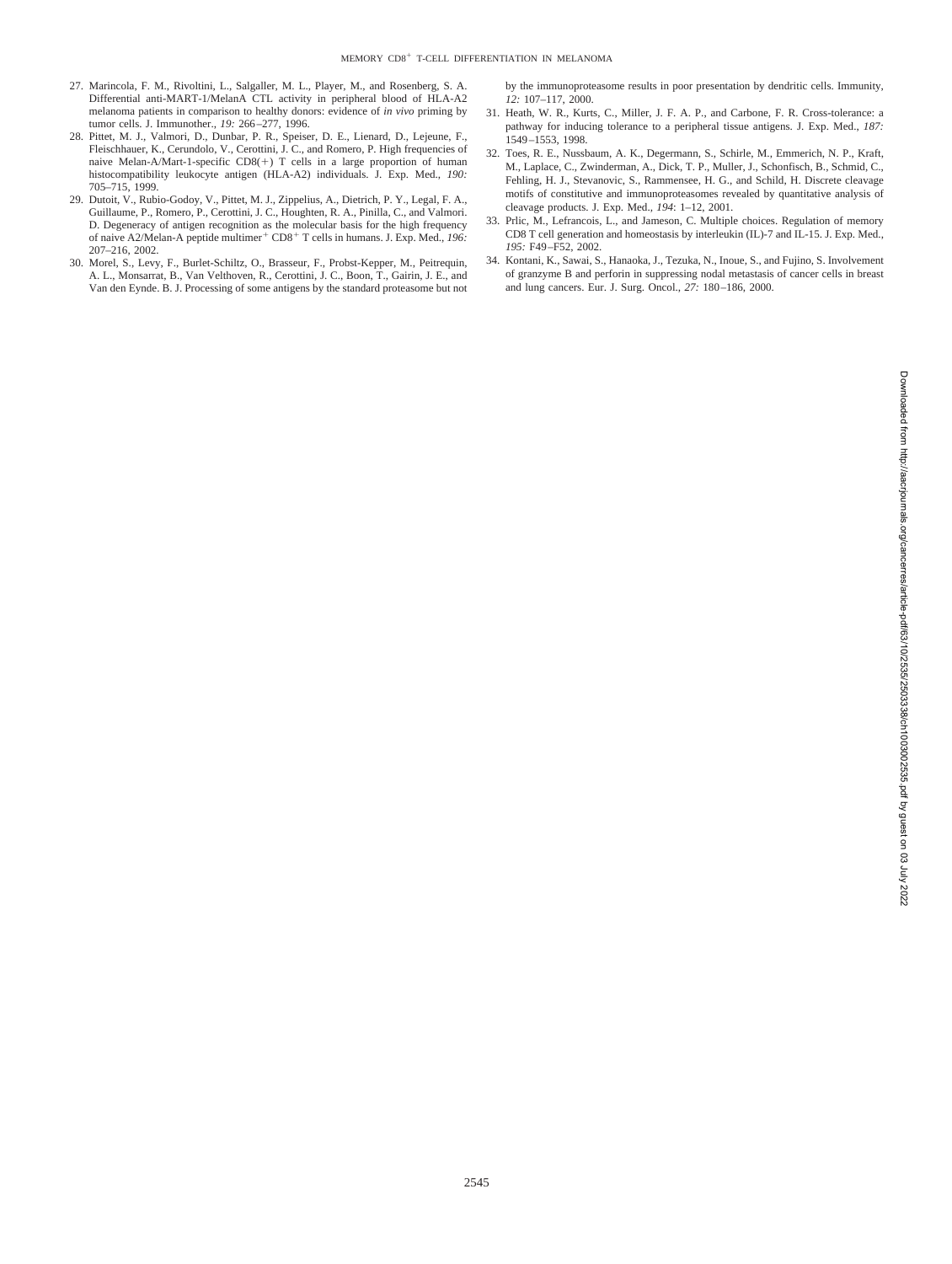27. Marincola, F. M., Rivoltini, L., Salgaller, M. L., Player, M., and Rosenberg, S. A. Differential anti-MART-1/MelanA CTL activity in peripheral blood of HLA-A2 melanoma patients in comparison to healthy donors: evidence of *in vivo* priming by tumor cells. J. Immunother., *19:* 266–277, 1996.
28. Pittet, M. J., Valmori, D., Dunbar, P. R., Speiser, D. E., Lienard, D., Lejeune, F., Fleischhauer, K., Cerundolo, V., Cerottini, J. C., and Romero, P. High frequencies of naive Melan-A/Mart-1-specific CD8(+) T cells in a large proportion of human histocompatibility leukocyte antigen (HLA-A2) individuals. J. Exp. Med., *190:* 705–715, 1999.
29. Dutoit, V., Rubio-Godoy, V., Pittet, M. J., Zippelius, A., Dietrich, P. Y., Legal, F. A., Guillaume, P., Romero, P., Cerottini, J. C., Houghten, R. A., Pinilla, C., and Valmori. D. Degeneracy of antigen recognition as the molecular basis for the high frequency of naive A2/Melan-A peptide multimer$^+$ CD8$^+$ T cells in humans. J. Exp. Med., *196:* 207–216, 2002.
30. Morel, S., Levy, F., Burlet-Schiltz, O., Brasseur, F., Probst-Kepper, M., Peitrequin, A. L., Monsarrat, B., Van Velthoven, R., Cerottini, J. C., Boon, T., Gairin, J. E., and Van den Eynde. B. J. Processing of some antigens by the standard proteasome but not by the immunoproteasome results in poor presentation by dendritic cells. Immunity, *12:* 107–117, 2000.
31. Heath, W. R., Kurts, C., Miller, J. F. A. P., and Carbone, F. R. Cross-tolerance: a pathway for inducing tolerance to a peripheral tissue antigens. J. Exp. Med., *187:* 1549–1553, 1998.
32. Toes, R. E., Nussbaum, A. K., Degermann, S., Schirle, M., Emmerich, N. P., Kraft, M., Laplace, C., Zwinderman, A., Dick, T. P., Muller, J., Schonfisch, B., Schmid, C., Fehling, H. J., Stevanovic, S., Rammensee, H. G., and Schild, H. Discrete cleavage motifs of constitutive and immunoproteasomes revealed by quantitative analysis of cleavage products. J. Exp. Med., *194*: 1–12, 2001.
33. Prlic, M., Lefrancois, L., and Jameson, C. Multiple choices. Regulation of memory CD8 T cell generation and homeostasis by interleukin (IL)-7 and IL-15. J. Exp. Med., *195:* F49–F52, 2002.
34. Kontani, K., Sawai, S., Hanaoka, J., Tezuka, N., Inoue, S., and Fujino, S. Involvement of granzyme B and perforin in suppressing nodal metastasis of cancer cells in breast and lung cancers. Eur. J. Surg. Oncol., *27:* 180–186, 2000.